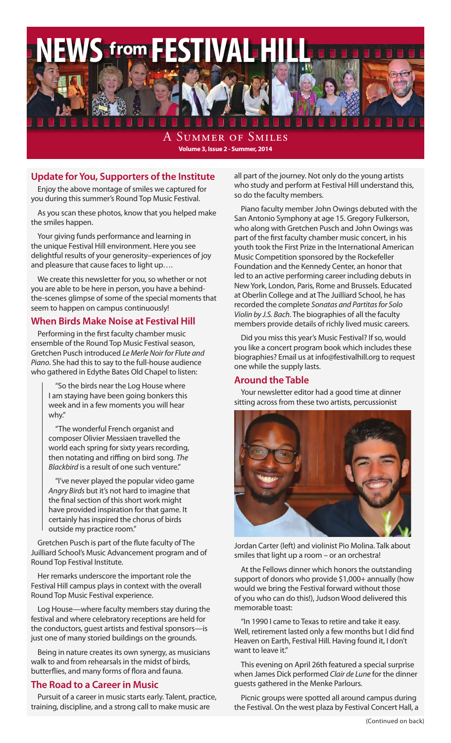# NEWS from FESTIVAL HILL

## A Summer of Smiles

**Volume 3, Issue 2 - Summer, 2014**

## Update for You, Supporters of the Institute

Enjoy the above montage of smiles we captured for you during this summer's Round Top Music Festival.

As you scan these photos, know that you helped make the smiles happen.

Your giving funds performance and learning in the unique Festival Hill environment. Here you see delightful results of your generosity–experiences of joy and pleasure that cause faces to light up….

We create this newsletter for you, so whether or not you are able to be here in person, you have a behind-the-scenes glimpse of some of the special moments that seem to happen on campus continuously!

## When Birds Make Noise at Festival Hill

Performing in the first faculty chamber music ensemble of the Round Top Music Festival season, Gretchen Pusch introduced *Le Merle Noir for Flute and Piano*. She had this to say to the full-house audience who gathered in Edythe Bates Old Chapel to listen:

> "So the birds near the Log House where I am staying have been going bonkers this week and in a few moments you will hear why."
>
> "The wonderful French organist and composer Olivier Messiaen travelled the world each spring for sixty years recording, then notating and riffing on bird song. *The Blackbird* is a result of one such venture."
>
> "I've never played the popular video game *Angry Birds* but it's not hard to imagine that the final section of this short work might have provided inspiration for that game. It certainly has inspired the chorus of birds outside my practice room."

Gretchen Pusch is part of the flute faculty of The Juilliard School's Music Advancement program and of Round Top Festival Institute.

Her remarks underscore the important role the Festival Hill campus plays in context with the overall Round Top Music Festival experience.

Log House—where faculty members stay during the festival and where celebratory receptions are held for the conductors, guest artists and festival sponsors—is just one of many storied buildings on the grounds.

Being in nature creates its own synergy, as musicians walk to and from rehearsals in the midst of birds, butterflies, and many forms of flora and fauna.

## The Road to a Career in Music

Pursuit of a career in music starts early. Talent, practice, training, discipline, and a strong call to make music are all part of the journey. Not only do the young artists who study and perform at Festival Hill understand this, so do the faculty members.

Piano faculty member John Owings debuted with the San Antonio Symphony at age 15. Gregory Fulkerson, who along with Gretchen Pusch and John Owings was part of the first faculty chamber music concert, in his youth took the First Prize in the International American Music Competition sponsored by the Rockefeller Foundation and the Kennedy Center, an honor that led to an active performing career including debuts in New York, London, Paris, Rome and Brussels. Educated at Oberlin College and at The Juilliard School, he has recorded the complete *Sonatas and Partitas for Solo Violin by J.S. Bach*. The biographies of all the faculty members provide details of richly lived music careers.

Did you miss this year's Music Festival? If so, would you like a concert program book which includes these biographies? Email us at info@festivalhill.org to request one while the supply lasts.

## Around the Table

Your newsletter editor had a good time at dinner sitting across from these two artists, percussionist Jordan Carter (left) and violinist Pio Molina. Talk about smiles that light up a room – or an orchestra!

At the Fellows dinner which honors the outstanding support of donors who provide $1,000+ annually (how would we bring the Festival forward without those of you who can do this!), Judson Wood delivered this memorable toast:

"In 1990 I came to Texas to retire and take it easy. Well, retirement lasted only a few months but I did find Heaven on Earth, Festival Hill. Having found it, I don't want to leave it."

This evening on April 26th featured a special surprise when James Dick performed *Clair de Lune* for the dinner guests gathered in the Menke Parlours.

Picnic groups were spotted all around campus during the Festival. On the west plaza by Festival Concert Hall, a

(Continued on back)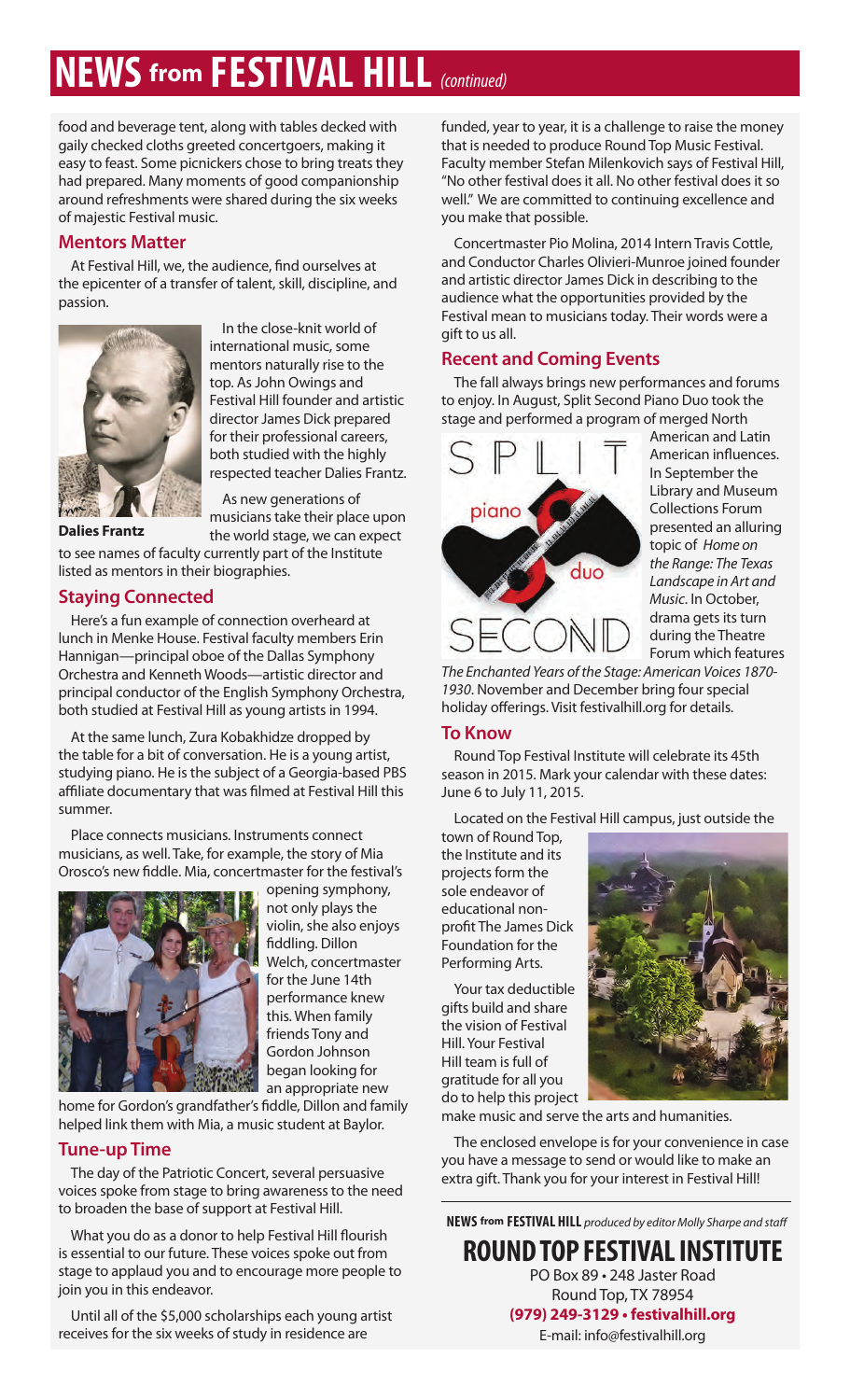# NEWS from FESTIVAL HILL *(continued)*

food and beverage tent, along with tables decked with gaily checked cloths greeted concertgoers, making it easy to feast. Some picnickers chose to bring treats they had prepared. Many moments of good companionship around refreshments were shared during the six weeks of majestic Festival music.

## Mentors Matter

At Festival Hill, we, the audience, find ourselves at the epicenter of a transfer of talent, skill, discipline, and passion.

In the close-knit world of international music, some mentors naturally rise to the top. As John Owings and Festival Hill founder and artistic director James Dick prepared for their professional careers, both studied with the highly respected teacher Dalies Frantz.

**Dalies Frantz**

As new generations of musicians take their place upon the world stage, we can expect to see names of faculty currently part of the Institute listed as mentors in their biographies.

## Staying Connected

Here's a fun example of connection overheard at lunch in Menke House. Festival faculty members Erin Hannigan—principal oboe of the Dallas Symphony Orchestra and Kenneth Woods—artistic director and principal conductor of the English Symphony Orchestra, both studied at Festival Hill as young artists in 1994.

At the same lunch, Zura Kobakhidze dropped by the table for a bit of conversation. He is a young artist, studying piano. He is the subject of a Georgia-based PBS affiliate documentary that was filmed at Festival Hill this summer.

Place connects musicians. Instruments connect musicians, as well. Take, for example, the story of Mia Orosco's new fiddle. Mia, concertmaster for the festival's opening symphony, not only plays the violin, she also enjoys fiddling. Dillon Welch, concertmaster for the June 14th performance knew this. When family friends Tony and Gordon Johnson began looking for an appropriate new home for Gordon's grandfather's fiddle, Dillon and family helped link them with Mia, a music student at Baylor.

## Tune-up Time

The day of the Patriotic Concert, several persuasive voices spoke from stage to bring awareness to the need to broaden the base of support at Festival Hill.

What you do as a donor to help Festival Hill flourish is essential to our future. These voices spoke out from stage to applaud you and to encourage more people to join you in this endeavor.

Until all of the $5,000 scholarships each young artist receives for the six weeks of study in residence are funded, year to year, it is a challenge to raise the money that is needed to produce Round Top Music Festival. Faculty member Stefan Milenkovich says of Festival Hill, "No other festival does it all. No other festival does it so well." We are committed to continuing excellence and you make that possible.

Concertmaster Pio Molina, 2014 Intern Travis Cottle, and Conductor Charles Olivieri-Munroe joined founder and artistic director James Dick in describing to the audience what the opportunities provided by the Festival mean to musicians today. Their words were a gift to us all.

## Recent and Coming Events

The fall always brings new performances and forums to enjoy. In August, Split Second Piano Duo took the stage and performed a program of merged North American and Latin American influences. In September the Library and Museum Collections Forum presented an alluring topic of *Home on the Range: The Texas Landscape in Art and Music*. In October, drama gets its turn during the Theatre Forum which features *The Enchanted Years of the Stage: American Voices 1870-1930*. November and December bring four special holiday offerings. Visit festivalhill.org for details.

## To Know

Round Top Festival Institute will celebrate its 45th season in 2015. Mark your calendar with these dates: June 6 to July 11, 2015.

Located on the Festival Hill campus, just outside the town of Round Top, the Institute and its projects form the sole endeavor of educational non-profit The James Dick Foundation for the Performing Arts.

Your tax deductible gifts build and share the vision of Festival Hill. Your Festival Hill team is full of gratitude for all you do to help this project make music and serve the arts and humanities.

The enclosed envelope is for your convenience in case you have a message to send or would like to make an extra gift. Thank you for your interest in Festival Hill!

**NEWS from FESTIVAL HILL** *produced by editor Molly Sharpe and staff*

**ROUND TOP FESTIVAL INSTITUTE**
PO Box 89 • 248 Jaster Road
Round Top, TX 78954
**(979) 249-3129 • festivalhill.org**
E-mail: info@festivalhill.org